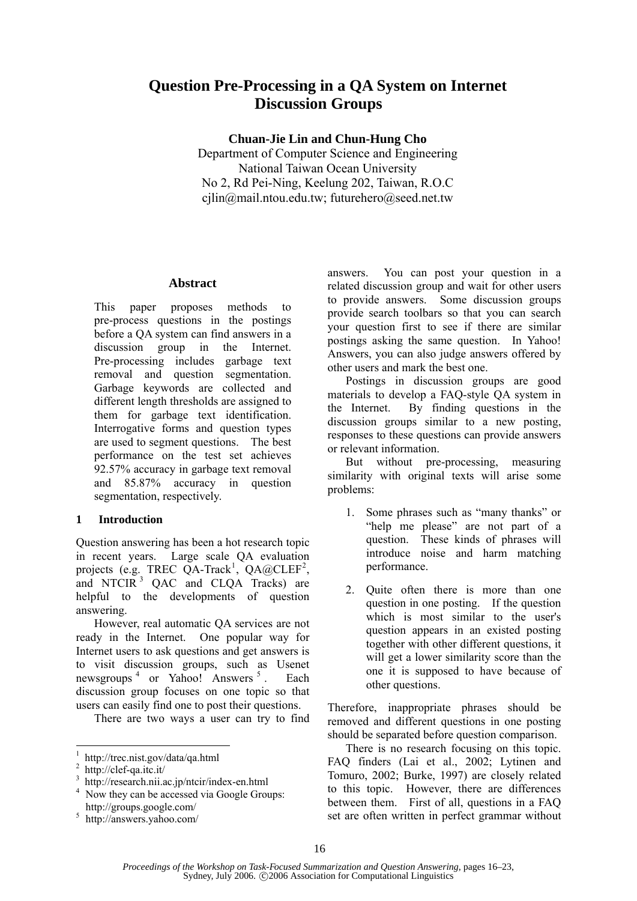# Question Pre-Processing in a QA System on Internet Discussion Groups

**Chuan-Jie Lin and Chun-Hung Cho**
Department of Computer Science and Engineering
National Taiwan Ocean University
No 2, Rd Pei-Ning, Keelung 202, Taiwan, R.O.C
cjlin@mail.ntou.edu.tw; futurehero@seed.net.tw

## Abstract

This paper proposes methods to pre-process questions in the postings before a QA system can find answers in a discussion group in the Internet. Pre-processing includes garbage text removal and question segmentation. Garbage keywords are collected and different length thresholds are assigned to them for garbage text identification. Interrogative forms and question types are used to segment questions. The best performance on the test set achieves 92.57% accuracy in garbage text removal and 85.87% accuracy in question segmentation, respectively.

## 1 Introduction

Question answering has been a hot research topic in recent years. Large scale QA evaluation projects (e.g. TREC QA-Track[1], QA@CLEF[2], and NTCIR[3] QAC and CLQA Tracks) are helpful to the developments of question answering.

However, real automatic QA services are not ready in the Internet. One popular way for Internet users to ask questions and get answers is to visit discussion groups, such as Usenet newsgroups[4] or Yahoo! Answers[5]. Each discussion group focuses on one topic so that users can easily find one to post their questions.

There are two ways a user can try to find answers. You can post your question in a related discussion group and wait for other users to provide answers. Some discussion groups provide search toolbars so that you can search your question first to see if there are similar postings asking the same question. In Yahoo! Answers, you can also judge answers offered by other users and mark the best one.

Postings in discussion groups are good materials to develop a FAQ-style QA system in the Internet. By finding questions in the discussion groups similar to a new posting, responses to these questions can provide answers or relevant information.

But without pre-processing, measuring similarity with original texts will arise some problems:

1. Some phrases such as "many thanks" or "help me please" are not part of a question. These kinds of phrases will introduce noise and harm matching performance.

2. Quite often there is more than one question in one posting. If the question which is most similar to the user's question appears in an existed posting together with other different questions, it will get a lower similarity score than the one it is supposed to have because of other questions.

Therefore, inappropriate phrases should be removed and different questions in one posting should be separated before question comparison.

There is no research focusing on this topic. FAQ finders (Lai et al., 2002; Lytinen and Tomuro, 2002; Burke, 1997) are closely related to this topic. However, there are differences between them. First of all, questions in a FAQ set are often written in perfect grammar without

---

[1] http://trec.nist.gov/data/qa.html
[2] http://clef-qa.itc.it/
[3] http://research.nii.ac.jp/ntcir/index-en.html
[4] Now they can be accessed via Google Groups: http://groups.google.com/
[5] http://answers.yahoo.com/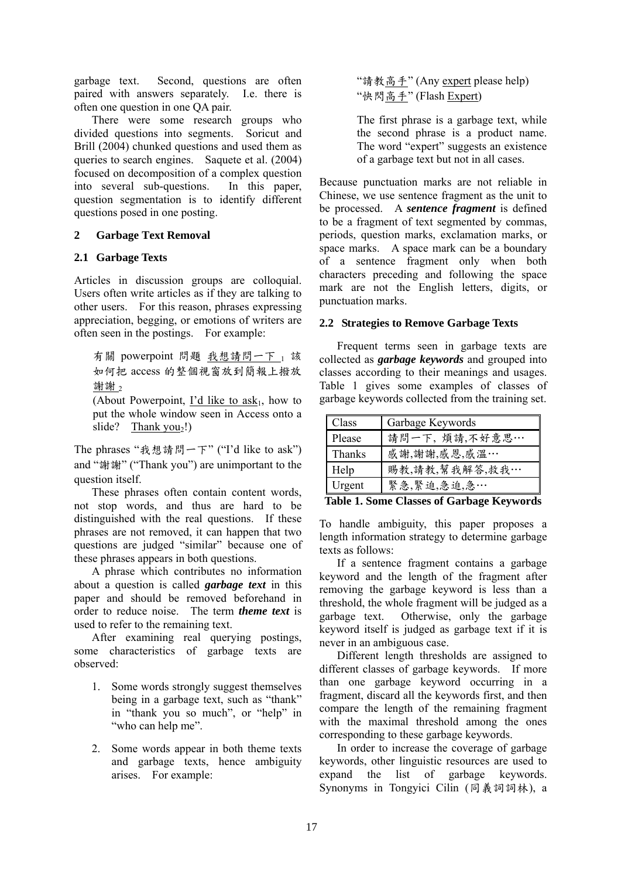garbage text. Second, questions are often paired with answers separately. I.e. there is often one question in one QA pair.

There were some research groups who divided questions into segments. Soricut and Brill (2004) chunked questions and used them as queries to search engines. Saquete et al. (2004) focused on decomposition of a complex question into several sub-questions. In this paper, question segmentation is to identify different questions posed in one posting.

## 2 Garbage Text Removal

### 2.1 Garbage Texts

Articles in discussion groups are colloquial. Users often write articles as if they are talking to other users. For this reason, phrases expressing appreciation, begging, or emotions of writers are often seen in the postings. For example:

> 有關 powerpoint 問題 <u>我想請問一下</u>[1] 該如何把 access 的整個視窗放到簡報上撥放 <u>謝謝</u>[2]
>
> (About Powerpoint, <u>I'd like to ask</u>[1], how to put the whole window seen in Access onto a slide? <u>Thank you</u>[2]!)

The phrases "我想請問一下" ("I'd like to ask") and "謝謝" ("Thank you") are unimportant to the question itself.

These phrases often contain content words, not stop words, and thus are hard to be distinguished with the real questions. If these phrases are not removed, it can happen that two questions are judged "similar" because one of these phrases appears in both questions.

A phrase which contributes no information about a question is called ***garbage text*** in this paper and should be removed beforehand in order to reduce noise. The term ***theme text*** is used to refer to the remaining text.

After examining real querying postings, some characteristics of garbage texts are observed:

1. Some words strongly suggest themselves being in a garbage text, such as "thank" in "thank you so much", or "help" in "who can help me".

2. Some words appear in both theme texts and garbage texts, hence ambiguity arises. For example:

   "請教<u>高手</u>" (Any <u>expert</u> please help)
   "快閃<u>高手</u>" (Flash <u>Expert</u>)

   The first phrase is a garbage text, while the second phrase is a product name. The word "expert" suggests an existence of a garbage text but not in all cases.

Because punctuation marks are not reliable in Chinese, we use sentence fragment as the unit to be processed. A ***sentence fragment*** is defined to be a fragment of text segmented by commas, periods, question marks, exclamation marks, or space marks. A space mark can be a boundary of a sentence fragment only when both characters preceding and following the space mark are not the English letters, digits, or punctuation marks.

### 2.2 Strategies to Remove Garbage Texts

Frequent terms seen in garbage texts are collected as ***garbage keywords*** and grouped into classes according to their meanings and usages. Table 1 gives some examples of classes of garbage keywords collected from the training set.

| Class | Garbage Keywords |
|---|---|
| Please | 請問一下, 煩請,不好意思… |
| Thanks | 感謝,謝謝,感恩,感溫… |
| Help | 賜教,請教,幫我解答,救我… |
| Urgent | 緊急,緊迫,急迫,急… |

**Table 1. Some Classes of Garbage Keywords**

To handle ambiguity, this paper proposes a length information strategy to determine garbage texts as follows:

If a sentence fragment contains a garbage keyword and the length of the fragment after removing the garbage keyword is less than a threshold, the whole fragment will be judged as a garbage text. Otherwise, only the garbage keyword itself is judged as garbage text if it is never in an ambiguous case.

Different length thresholds are assigned to different classes of garbage keywords. If more than one garbage keyword occurring in a fragment, discard all the keywords first, and then compare the length of the remaining fragment with the maximal threshold among the ones corresponding to these garbage keywords.

In order to increase the coverage of garbage keywords, other linguistic resources are used to expand the list of garbage keywords. Synonyms in Tongyici Cilin (同義詞詞林), a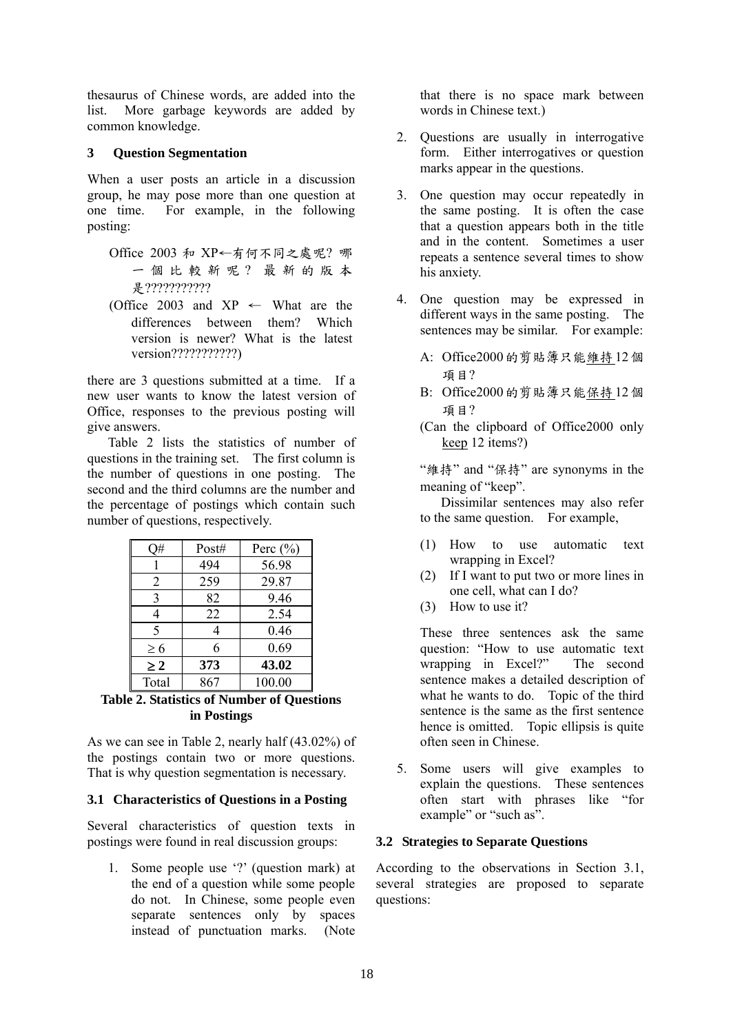thesaurus of Chinese words, are added into the list. More garbage keywords are added by common knowledge.

## 3 Question Segmentation

When a user posts an article in a discussion group, he may pose more than one question at one time. For example, in the following posting:

> Office 2003 和 XP←有何不同之處呢? 哪一個比較新呢? 最新的版本是???????????
>
> (Office 2003 and XP ← What are the differences between them? Which version is newer? What is the latest version???????????)

there are 3 questions submitted at a time. If a new user wants to know the latest version of Office, responses to the previous posting will give answers.

Table 2 lists the statistics of number of questions in the training set. The first column is the number of questions in one posting. The second and the third columns are the number and the percentage of postings which contain such number of questions, respectively.

| Q# | Post# | Perc (%) |
|---|---|---|
| 1 | 494 | 56.98 |
| 2 | 259 | 29.87 |
| 3 | 82 | 9.46 |
| 4 | 22 | 2.54 |
| 5 | 4 | 0.46 |
| $\geq 6$ | 6 | 0.69 |
| **$\geq 2$** | **373** | **43.02** |
| Total | 867 | 100.00 |

**Table 2. Statistics of Number of Questions in Postings**

As we can see in Table 2, nearly half (43.02%) of the postings contain two or more questions. That is why question segmentation is necessary.

### 3.1 Characteristics of Questions in a Posting

Several characteristics of question texts in postings were found in real discussion groups:

1. Some people use '?' (question mark) at the end of a question while some people do not. In Chinese, some people even separate sentences only by spaces instead of punctuation marks. (Note that there is no space mark between words in Chinese text.)

2. Questions are usually in interrogative form. Either interrogatives or question marks appear in the questions.

3. One question may occur repeatedly in the same posting. It is often the case that a question appears both in the title and in the content. Sometimes a user repeats a sentence several times to show his anxiety.

4. One question may be expressed in different ways in the same posting. The sentences may be similar. For example:

   A: Office2000的剪貼簿只能<u>維持</u>12個項目?

   B: Office2000的剪貼簿只能<u>保持</u>12個項目?

   (Can the clipboard of Office2000 only <u>keep</u> 12 items?)

   "維持" and "保持" are synonyms in the meaning of "keep".

   Dissimilar sentences may also refer to the same question. For example,

   (1) How to use automatic text wrapping in Excel?
   (2) If I want to put two or more lines in one cell, what can I do?
   (3) How to use it?

   These three sentences ask the same question: "How to use automatic text wrapping in Excel?" The second sentence makes a detailed description of what he wants to do. Topic of the third sentence is the same as the first sentence hence is omitted. Topic ellipsis is quite often seen in Chinese.

5. Some users will give examples to explain the questions. These sentences often start with phrases like "for example" or "such as".

### 3.2 Strategies to Separate Questions

According to the observations in Section 3.1, several strategies are proposed to separate questions: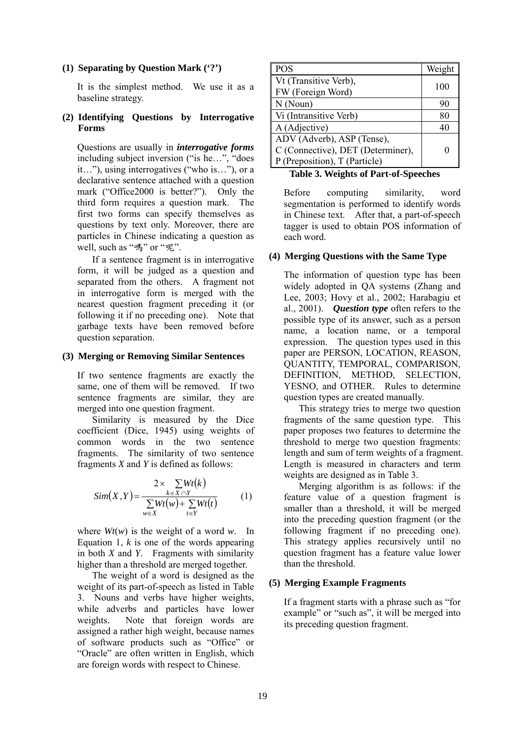**(1) Separating by Question Mark ('?')**

It is the simplest method. We use it as a baseline strategy.

**(2) Identifying Questions by Interrogative Forms**

Questions are usually in ***interrogative forms*** including subject inversion ("is he…", "does it…"), using interrogatives ("who is…"), or a declarative sentence attached with a question mark ("Office2000 is better?"). Only the third form requires a question mark. The first two forms can specify themselves as questions by text only. Moreover, there are particles in Chinese indicating a question as well, such as "嗎" or "呢".

If a sentence fragment is in interrogative form, it will be judged as a question and separated from the others. A fragment not in interrogative form is merged with the nearest question fragment preceding it (or following it if no preceding one). Note that garbage texts have been removed before question separation.

**(3) Merging or Removing Similar Sentences**

If two sentence fragments are exactly the same, one of them will be removed. If two sentence fragments are similar, they are merged into one question fragment.

Similarity is measured by the Dice coefficient (Dice, 1945) using weights of common words in the two sentence fragments. The similarity of two sentence fragments *X* and *Y* is defined as follows:

$$Sim(X,Y) = \frac{2 \times \sum_{k \in X \cap Y} Wt(k)}{\sum_{w \in X} Wt(w) + \sum_{t \in Y} Wt(t)} \quad (1)$$

where $Wt(w)$ is the weight of a word $w$. In Equation 1, $k$ is one of the words appearing in both $X$ and $Y$. Fragments with similarity higher than a threshold are merged together.

The weight of a word is designed as the weight of its part-of-speech as listed in Table 3. Nouns and verbs have higher weights, while adverbs and particles have lower weights. Note that foreign words are assigned a rather high weight, because names of software products such as "Office" or "Oracle" are often written in English, which are foreign words with respect to Chinese.

| POS | Weight |
|---|---|
| Vt (Transitive Verb), FW (Foreign Word) | 100 |
| N (Noun) | 90 |
| Vi (Intransitive Verb) | 80 |
| A (Adjective) | 40 |
| ADV (Adverb), ASP (Tense), C (Connective), DET (Determiner), P (Preposition), T (Particle) | 0 |

**Table 3. Weights of Part-of-Speeches**

Before computing similarity, word segmentation is performed to identify words in Chinese text. After that, a part-of-speech tagger is used to obtain POS information of each word.

**(4) Merging Questions with the Same Type**

The information of question type has been widely adopted in QA systems (Zhang and Lee, 2003; Hovy et al., 2002; Harabagiu et al., 2001). ***Question type*** often refers to the possible type of its answer, such as a person name, a location name, or a temporal expression. The question types used in this paper are PERSON, LOCATION, REASON, QUANTITY, TEMPORAL, COMPARISON, DEFINITION, METHOD, SELECTION, YESNO, and OTHER. Rules to determine question types are created manually.

This strategy tries to merge two question fragments of the same question type. This paper proposes two features to determine the threshold to merge two question fragments: length and sum of term weights of a fragment. Length is measured in characters and term weights are designed as in Table 3.

Merging algorithm is as follows: if the feature value of a question fragment is smaller than a threshold, it will be merged into the preceding question fragment (or the following fragment if no preceding one). This strategy applies recursively until no question fragment has a feature value lower than the threshold.

**(5) Merging Example Fragments**

If a fragment starts with a phrase such as "for example" or "such as", it will be merged into its preceding question fragment.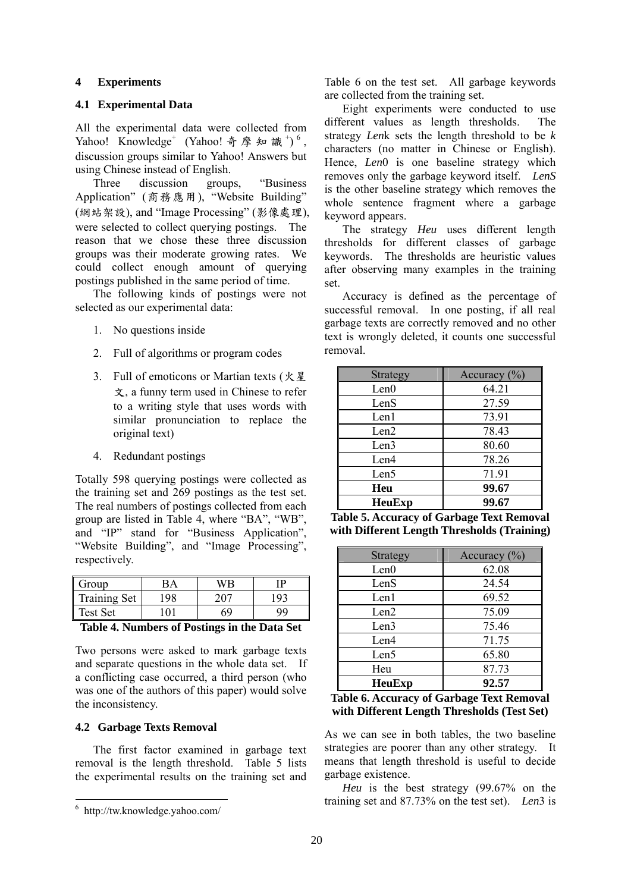## 4 Experiments

### 4.1 Experimental Data

All the experimental data were collected from Yahoo! Knowledge+ (Yahoo! 奇摩知識+)[6], discussion groups similar to Yahoo! Answers but using Chinese instead of English.

Three discussion groups, "Business Application" (商務應用), "Website Building" (網站架設), and "Image Processing" (影像處理), were selected to collect querying postings. The reason that we chose these three discussion groups was their moderate growing rates. We could collect enough amount of querying postings published in the same period of time.

The following kinds of postings were not selected as our experimental data:

1. No questions inside
2. Full of algorithms or program codes
3. Full of emoticons or Martian texts (火星文, a funny term used in Chinese to refer to a writing style that uses words with similar pronunciation to replace the original text)
4. Redundant postings

Totally 598 querying postings were collected as the training set and 269 postings as the test set. The real numbers of postings collected from each group are listed in Table 4, where "BA", "WB", and "IP" stand for "Business Application", "Website Building", and "Image Processing", respectively.

| Group | BA | WB | IP |
|---|---|---|---|
| Training Set | 198 | 207 | 193 |
| Test Set | 101 | 69 | 99 |

**Table 4. Numbers of Postings in the Data Set**

Two persons were asked to mark garbage texts and separate questions in the whole data set. If a conflicting case occurred, a third person (who was one of the authors of this paper) would solve the inconsistency.

### 4.2 Garbage Texts Removal

The first factor examined in garbage text removal is the length threshold. Table 5 lists the experimental results on the training set and Table 6 on the test set. All garbage keywords are collected from the training set.

Eight experiments were conducted to use different values as length thresholds. The strategy *Len*k sets the length threshold to be *k* characters (no matter in Chinese or English). Hence, *Len*0 is one baseline strategy which removes only the garbage keyword itself. *LenS* is the other baseline strategy which removes the whole sentence fragment where a garbage keyword appears.

The strategy *Heu* uses different length thresholds for different classes of garbage keywords. The thresholds are heuristic values after observing many examples in the training set.

Accuracy is defined as the percentage of successful removal. In one posting, if all real garbage texts are correctly removed and no other text is wrongly deleted, it counts one successful removal.

| Strategy | Accuracy (%) |
|---|---|
| Len0 | 64.21 |
| LenS | 27.59 |
| Len1 | 73.91 |
| Len2 | 78.43 |
| Len3 | 80.60 |
| Len4 | 78.26 |
| Len5 | 71.91 |
| **Heu** | **99.67** |
| **HeuExp** | **99.67** |

**Table 5. Accuracy of Garbage Text Removal with Different Length Thresholds (Training)**

| Strategy | Accuracy (%) |
|---|---|
| Len0 | 62.08 |
| LenS | 24.54 |
| Len1 | 69.52 |
| Len2 | 75.09 |
| Len3 | 75.46 |
| Len4 | 71.75 |
| Len5 | 65.80 |
| Heu | 87.73 |
| **HeuExp** | **92.57** |

**Table 6. Accuracy of Garbage Text Removal with Different Length Thresholds (Test Set)**

As we can see in both tables, the two baseline strategies are poorer than any other strategy. It means that length threshold is useful to decide garbage existence.

*Heu* is the best strategy (99.67% on the training set and 87.73% on the test set). *Len*3 is

[6] http://tw.knowledge.yahoo.com/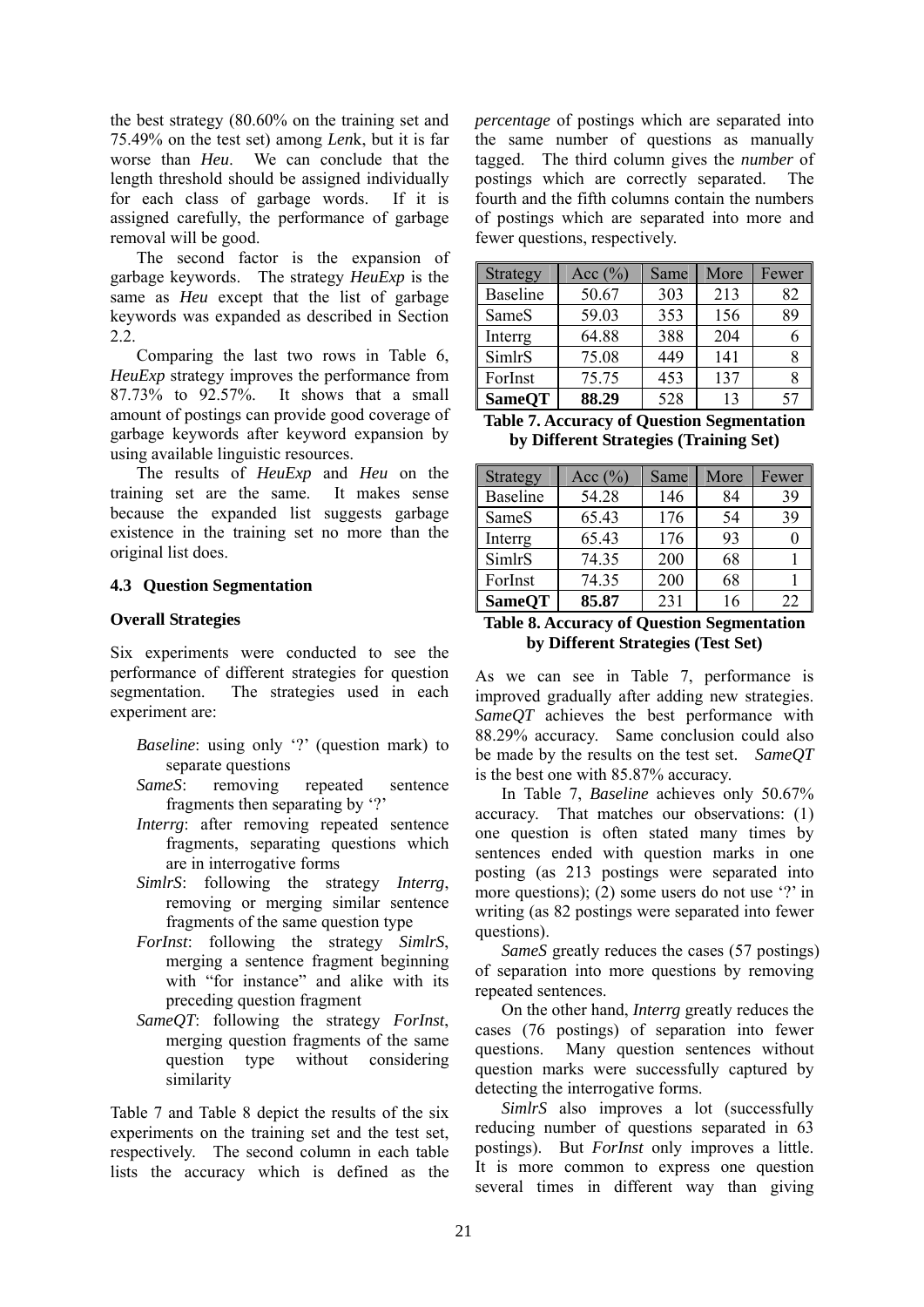the best strategy (80.60% on the training set and 75.49% on the test set) among *Len*k, but it is far worse than *Heu*. We can conclude that the length threshold should be assigned individually for each class of garbage words. If it is assigned carefully, the performance of garbage removal will be good.

The second factor is the expansion of garbage keywords. The strategy *HeuExp* is the same as *Heu* except that the list of garbage keywords was expanded as described in Section 2.2.

Comparing the last two rows in Table 6, *HeuExp* strategy improves the performance from 87.73% to 92.57%. It shows that a small amount of postings can provide good coverage of garbage keywords after keyword expansion by using available linguistic resources.

The results of *HeuExp* and *Heu* on the training set are the same. It makes sense because the expanded list suggests garbage existence in the training set no more than the original list does.

### 4.3 Question Segmentation

**Overall Strategies**

Six experiments were conducted to see the performance of different strategies for question segmentation. The strategies used in each experiment are:

- *Baseline*: using only '?' (question mark) to separate questions
- *SameS*: removing repeated sentence fragments then separating by '?'
- *Interrg*: after removing repeated sentence fragments, separating questions which are in interrogative forms
- *SimlrS*: following the strategy *Interrg*, removing or merging similar sentence fragments of the same question type
- *ForInst*: following the strategy *SimlrS*, merging a sentence fragment beginning with "for instance" and alike with its preceding question fragment
- *SameQT*: following the strategy *ForInst*, merging question fragments of the same question type without considering similarity

Table 7 and Table 8 depict the results of the six experiments on the training set and the test set, respectively. The second column in each table lists the accuracy which is defined as the *percentage* of postings which are separated into the same number of questions as manually tagged. The third column gives the *number* of postings which are correctly separated. The fourth and the fifth columns contain the numbers of postings which are separated into more and fewer questions, respectively.

| Strategy | Acc (%) | Same | More | Fewer |
|---|---|---|---|---|
| Baseline | 50.67 | 303 | 213 | 82 |
| SameS | 59.03 | 353 | 156 | 89 |
| Interrg | 64.88 | 388 | 204 | 6 |
| SimlrS | 75.08 | 449 | 141 | 8 |
| ForInst | 75.75 | 453 | 137 | 8 |
| **SameQT** | **88.29** | 528 | 13 | 57 |

**Table 7. Accuracy of Question Segmentation by Different Strategies (Training Set)**

| Strategy | Acc (%) | Same | More | Fewer |
|---|---|---|---|---|
| Baseline | 54.28 | 146 | 84 | 39 |
| SameS | 65.43 | 176 | 54 | 39 |
| Interrg | 65.43 | 176 | 93 | 0 |
| SimlrS | 74.35 | 200 | 68 | 1 |
| ForInst | 74.35 | 200 | 68 | 1 |
| **SameQT** | **85.87** | 231 | 16 | 22 |

**Table 8. Accuracy of Question Segmentation by Different Strategies (Test Set)**

As we can see in Table 7, performance is improved gradually after adding new strategies. *SameQT* achieves the best performance with 88.29% accuracy. Same conclusion could also be made by the results on the test set. *SameQT* is the best one with 85.87% accuracy.

In Table 7, *Baseline* achieves only 50.67% accuracy. That matches our observations: (1) one question is often stated many times by sentences ended with question marks in one posting (as 213 postings were separated into more questions); (2) some users do not use '?' in writing (as 82 postings were separated into fewer questions).

*SameS* greatly reduces the cases (57 postings) of separation into more questions by removing repeated sentences.

On the other hand, *Interrg* greatly reduces the cases (76 postings) of separation into fewer questions. Many question sentences without question marks were successfully captured by detecting the interrogative forms.

*SimlrS* also improves a lot (successfully reducing number of questions separated in 63 postings). But *ForInst* only improves a little. It is more common to express one question several times in different way than giving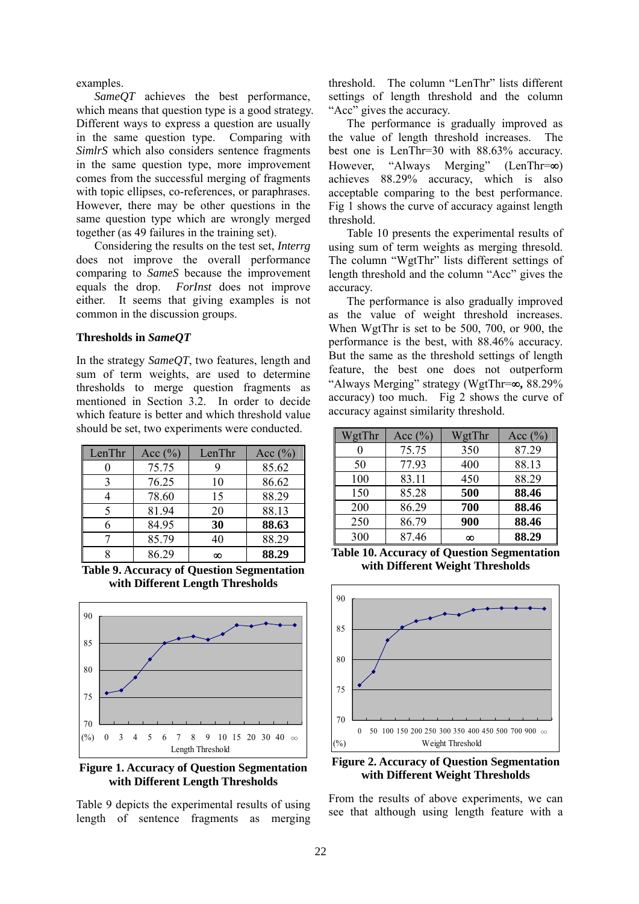examples.

*SameQT* achieves the best performance, which means that question type is a good strategy. Different ways to express a question are usually in the same question type. Comparing with *SimlrS* which also considers sentence fragments in the same question type, more improvement comes from the successful merging of fragments with topic ellipses, co-references, or paraphrases. However, there may be other questions in the same question type which are wrongly merged together (as 49 failures in the training set).

Considering the results on the test set, *Interrg* does not improve the overall performance comparing to *SameS* because the improvement equals the drop. *ForInst* does not improve either. It seems that giving examples is not common in the discussion groups.

### Thresholds in *SameQT*

In the strategy *SameQT*, two features, length and sum of term weights, are used to determine thresholds to merge question fragments as mentioned in Section 3.2. In order to decide which feature is better and which threshold value should be set, two experiments were conducted.

| LenThr | Acc (%) | LenThr | Acc (%) |
|---|---|---|---|
| 0 | 75.75 | 9 | 85.62 |
| 3 | 76.25 | 10 | 86.62 |
| 4 | 78.60 | 15 | 88.29 |
| 5 | 81.94 | 20 | 88.13 |
| 6 | 84.95 | **30** | **88.63** |
| 7 | 85.79 | 40 | 88.29 |
| 8 | 86.29 | **∞** | **88.29** |

**Table 9. Accuracy of Question Segmentation with Different Length Thresholds**

**Figure 1. Accuracy of Question Segmentation with Different Length Thresholds**

Table 9 depicts the experimental results of using length of sentence fragments as merging threshold. The column "LenThr" lists different settings of length threshold and the column "Acc" gives the accuracy.

The performance is gradually improved as the value of length threshold increases. The best one is LenThr=30 with 88.63% accuracy. However, "Always Merging" (LenThr=∞) achieves 88.29% accuracy, which is also acceptable comparing to the best performance. Fig 1 shows the curve of accuracy against length threshold.

Table 10 presents the experimental results of using sum of term weights as merging thresold. The column "WgtThr" lists different settings of length threshold and the column "Acc" gives the accuracy.

The performance is also gradually improved as the value of weight threshold increases. When WgtThr is set to be 500, 700, or 900, the performance is the best, with 88.46% accuracy. But the same as the threshold settings of length feature, the best one does not outperform "Always Merging" strategy (WgtThr=**∞**, 88.29% accuracy) too much. Fig 2 shows the curve of accuracy against similarity threshold.

| WgtThr | Acc (%) | WgtThr | Acc (%) |
|---|---|---|---|
| 0 | 75.75 | 350 | 87.29 |
| 50 | 77.93 | 400 | 88.13 |
| 100 | 83.11 | 450 | 88.29 |
| 150 | 85.28 | **500** | **88.46** |
| 200 | 86.29 | **700** | **88.46** |
| 250 | 86.79 | **900** | **88.46** |
| 300 | 87.46 | **∞** | **88.29** |

**Table 10. Accuracy of Question Segmentation with Different Weight Thresholds**

**Figure 2. Accuracy of Question Segmentation with Different Weight Thresholds**

From the results of above experiments, we can see that although using length feature with a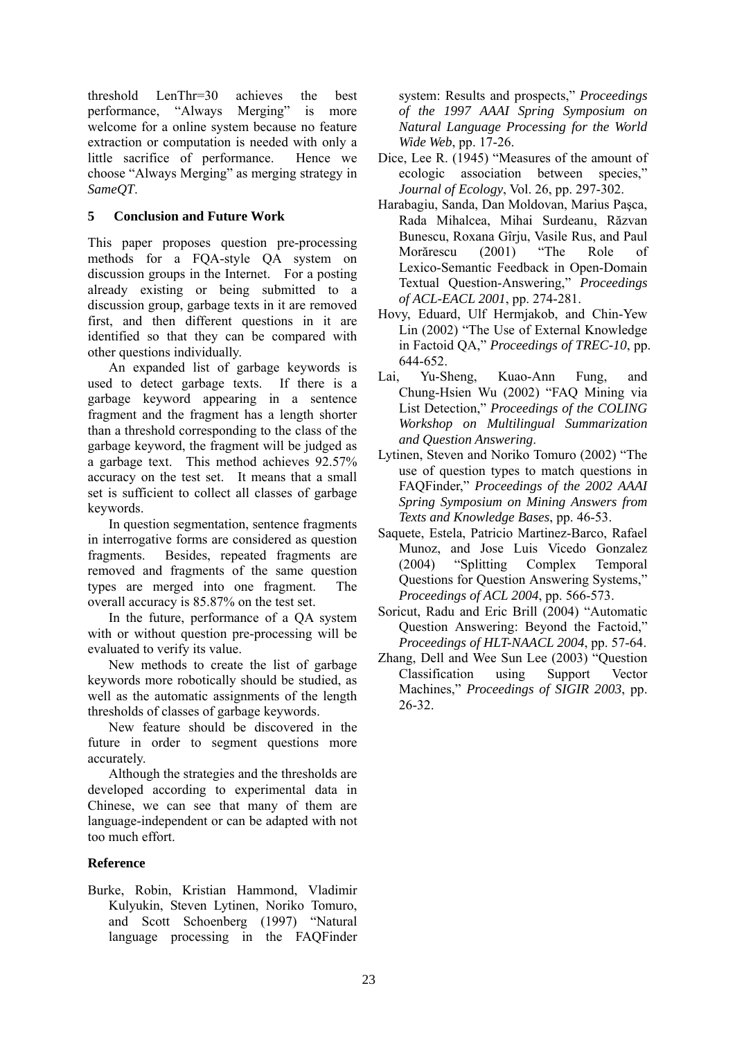threshold LenThr=30 achieves the best performance, "Always Merging" is more welcome for a online system because no feature extraction or computation is needed with only a little sacrifice of performance. Hence we choose "Always Merging" as merging strategy in *SameQT*.

## 5 Conclusion and Future Work

This paper proposes question pre-processing methods for a FQA-style QA system on discussion groups in the Internet. For a posting already existing or being submitted to a discussion group, garbage texts in it are removed first, and then different questions in it are identified so that they can be compared with other questions individually.

An expanded list of garbage keywords is used to detect garbage texts. If there is a garbage keyword appearing in a sentence fragment and the fragment has a length shorter than a threshold corresponding to the class of the garbage keyword, the fragment will be judged as a garbage text. This method achieves 92.57% accuracy on the test set. It means that a small set is sufficient to collect all classes of garbage keywords.

In question segmentation, sentence fragments in interrogative forms are considered as question fragments. Besides, repeated fragments are removed and fragments of the same question types are merged into one fragment. The overall accuracy is 85.87% on the test set.

In the future, performance of a QA system with or without question pre-processing will be evaluated to verify its value.

New methods to create the list of garbage keywords more robotically should be studied, as well as the automatic assignments of the length thresholds of classes of garbage keywords.

New feature should be discovered in the future in order to segment questions more accurately.

Although the strategies and the thresholds are developed according to experimental data in Chinese, we can see that many of them are language-independent or can be adapted with not too much effort.

## Reference

Burke, Robin, Kristian Hammond, Vladimir Kulyukin, Steven Lytinen, Noriko Tomuro, and Scott Schoenberg (1997) "Natural language processing in the FAQFinder system: Results and prospects," *Proceedings of the 1997 AAAI Spring Symposium on Natural Language Processing for the World Wide Web*, pp. 17-26.

Dice, Lee R. (1945) "Measures of the amount of ecologic association between species," *Journal of Ecology*, Vol. 26, pp. 297-302.

Harabagiu, Sanda, Dan Moldovan, Marius Paşca, Rada Mihalcea, Mihai Surdeanu, Răzvan Bunescu, Roxana Gîrju, Vasile Rus, and Paul Morărescu (2001) "The Role of Lexico-Semantic Feedback in Open-Domain Textual Question-Answering," *Proceedings of ACL-EACL 2001*, pp. 274-281.

Hovy, Eduard, Ulf Hermjakob, and Chin-Yew Lin (2002) "The Use of External Knowledge in Factoid QA," *Proceedings of TREC-10*, pp. 644-652.

Lai, Yu-Sheng, Kuao-Ann Fung, and Chung-Hsien Wu (2002) "FAQ Mining via List Detection," *Proceedings of the COLING Workshop on Multilingual Summarization and Question Answering*.

Lytinen, Steven and Noriko Tomuro (2002) "The use of question types to match questions in FAQFinder," *Proceedings of the 2002 AAAI Spring Symposium on Mining Answers from Texts and Knowledge Bases*, pp. 46-53.

Saquete, Estela, Patricio Martinez-Barco, Rafael Munoz, and Jose Luis Vicedo Gonzalez (2004) "Splitting Complex Temporal Questions for Question Answering Systems," *Proceedings of ACL 2004*, pp. 566-573.

Soricut, Radu and Eric Brill (2004) "Automatic Question Answering: Beyond the Factoid," *Proceedings of HLT-NAACL 2004*, pp. 57-64.

Zhang, Dell and Wee Sun Lee (2003) "Question Classification using Support Vector Machines," *Proceedings of SIGIR 2003*, pp. 26-32.